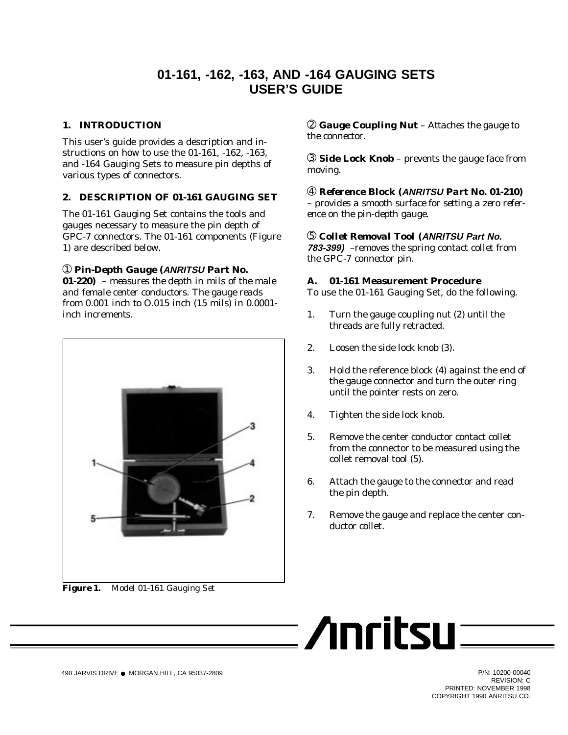# 01-161, -162, -163, AND -164 GAUGING SETS USER'S GUIDE

## 1. INTRODUCTION

This user's guide provides a description and instructions on how to use the 01-161, -162, -163, and -164 Gauging Sets to measure pin depths of various types of connectors.

## 2. DESCRIPTION OF 01-161 GAUGING SET

The 01-161 Gauging Set contains the tools and gauges necessary to measure the pin depth of GPC-7 connectors. The 01-161 components (Figure 1) are described below.

① **Pin-Depth Gauge (*ANRITSU* Part No. 01-220)** – *measures the depth in mils of the male and female center conductors. The gauge reads from 0.001 inch to O.015 inch (15 mils) in 0.0001-inch increments.*

**Figure 1.** *Model 01-161 Gauging Set*

② **Gauge Coupling Nut** – *Attaches the gauge to the connector.*

③ **Side Lock Knob** – *prevents the gauge face from moving.*

④ **Reference Block (*ANRITSU* Part No. 01-210)** – *provides a smooth surface for setting a zero reference on the pin-depth gauge.*

⑤ **Collet Removal Tool (*ANRITSU* Part No. 783-399)** –*removes the spring contact collet from the GPC-7 connector pin.*

### A. 01-161 Measurement Procedure

To use the 01-161 Gauging Set, do the following.

1. Turn the gauge coupling nut (2) until the threads are fully retracted.
2. Loosen the side lock knob (3).
3. Hold the reference block (4) against the end of the gauge connector and turn the outer ring until the pointer rests on zero.
4. Tighten the side lock knob.
5. Remove the center conductor contact collet from the connector to be measured using the collet removal tool (5).
6. Attach the gauge to the connector and read the pin depth.
7. Remove the gauge and replace the center conductor collet.

490 JARVIS DRIVE ● MORGAN HILL, CA 95037-2809

P/N: 10200-00040
REVISION: C
PRINTED: NOVEMBER 1998
COPYRIGHT 1990 ANRITSU CO.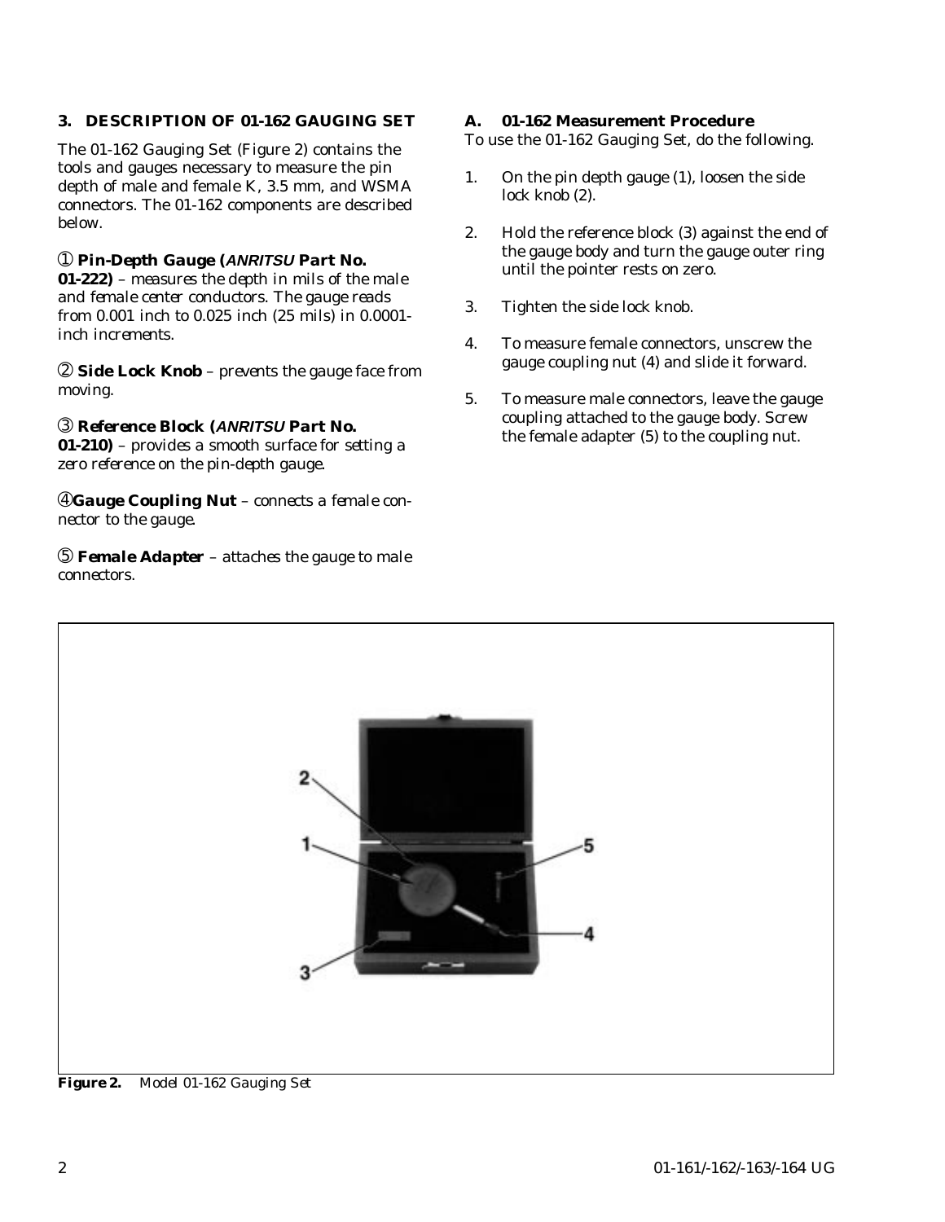## 3. DESCRIPTION OF 01-162 GAUGING SET

The 01-162 Gauging Set (Figure 2) contains the tools and gauges necessary to measure the pin depth of male and female K, 3.5 mm, and WSMA connectors. The 01-162 components are described below.

① **Pin-Depth Gauge (*ANRITSU* Part No. 01-222)** – *measures the depth in mils of the male and female center conductors. The gauge reads from 0.001 inch to 0.025 inch (25 mils) in 0.0001-inch increments.*

② **Side Lock Knob** – *prevents the gauge face from moving.*

③ **Reference Block (*ANRITSU* Part No. 01-210)** – *provides a smooth surface for setting a zero reference on the pin-depth gauge.*

④**Gauge Coupling Nut** – *connects a female connector to the gauge.*

⑤ **Female Adapter** – *attaches the gauge to male connectors.*

### A. 01-162 Measurement Procedure

To use the 01-162 Gauging Set, do the following.

1. On the pin depth gauge (1), loosen the side lock knob (2).
2. Hold the reference block (3) against the end of the gauge body and turn the gauge outer ring until the pointer rests on zero.
3. Tighten the side lock knob.
4. To measure female connectors, unscrew the gauge coupling nut (4) and slide it forward.
5. To measure male connectors, leave the gauge coupling attached to the gauge body. Screw the female adapter (5) to the coupling nut.

**Figure 2.** *Model 01-162 Gauging Set*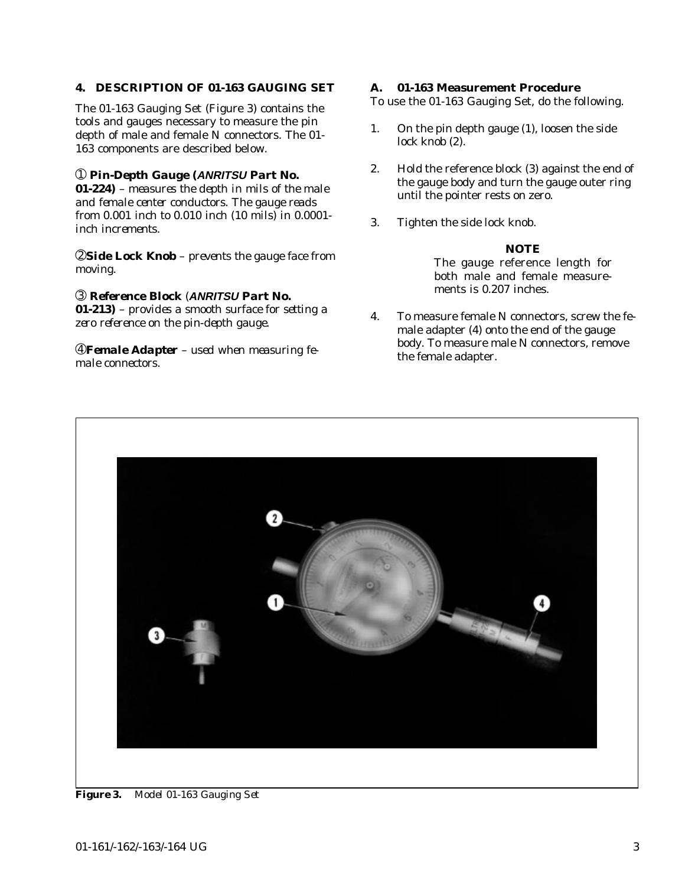## 4. DESCRIPTION OF 01-163 GAUGING SET

The 01-163 Gauging Set (Figure 3) contains the tools and gauges necessary to measure the pin depth of male and female N connectors. The 01-163 components are described below.

① **Pin-Depth Gauge (*ANRITSU* Part No. 01-224)** – measures the depth in mils of the male and female center conductors. The gauge reads from 0.001 inch to 0.010 inch (10 mils) in 0.0001-inch increments.

②**Side Lock Knob** – prevents the gauge face from moving.

③ **Reference Block** (***ANRITSU* Part No. 01-213)** – provides a smooth surface for setting a zero reference on the pin-depth gauge.

④**Female Adapter** – used when measuring female connectors.

### A. 01-163 Measurement Procedure

To use the 01-163 Gauging Set, do the following.

1. On the pin depth gauge (1), loosen the side lock knob (2).

2. Hold the reference block (3) against the end of the gauge body and turn the gauge outer ring until the pointer rests on zero.

3. Tighten the side lock knob.

**NOTE**

The gauge reference length for both male and female measurements is 0.207 inches.

4. To measure female N connectors, screw the female adapter (4) onto the end of the gauge body. To measure male N connectors, remove the female adapter.

**Figure 3.** *Model 01-163 Gauging Set*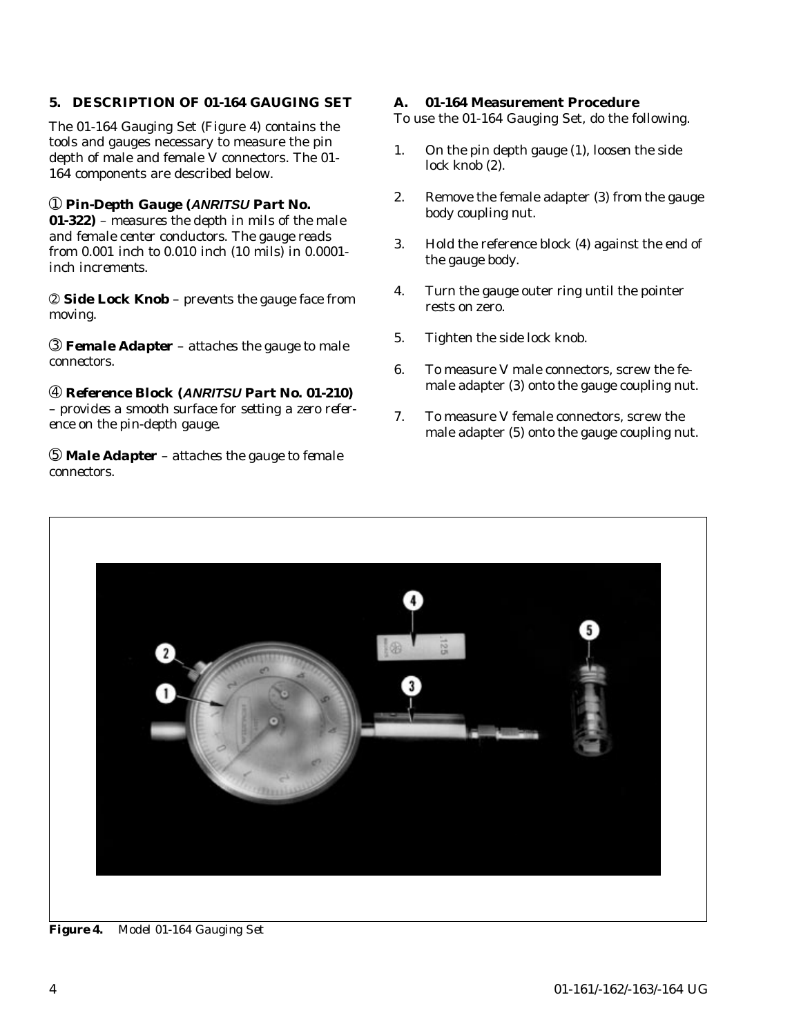## 5. DESCRIPTION OF 01-164 GAUGING SET

The 01-164 Gauging Set (Figure 4) contains the tools and gauges necessary to measure the pin depth of male and female V connectors. The 01-164 components are described below.

① **Pin-Depth Gauge (*ANRITSU* Part No. 01-322)** – *measures the depth in mils of the male and female center conductors. The gauge reads from 0.001 inch to 0.010 inch (10 mils) in 0.0001-inch increments.*

② **Side Lock Knob** – *prevents the gauge face from moving.*

③ ***Female Adapter*** – *attaches the gauge to male connectors.*

④ ***Reference Block (ANRITSU Part No. 01-210)*** – *provides a smooth surface for setting a zero reference on the pin-depth gauge.*

⑤ ***Male Adapter*** – *attaches the gauge to female connectors.*

### A. 01-164 Measurement Procedure

To use the 01-164 Gauging Set, do the following.

1. On the pin depth gauge (1), loosen the side lock knob (2).
2. Remove the female adapter (3) from the gauge body coupling nut.
3. Hold the reference block (4) against the end of the gauge body.
4. Turn the gauge outer ring until the pointer rests on zero.
5. Tighten the side lock knob.
6. To measure V male connectors, screw the female adapter (3) onto the gauge coupling nut.
7. To measure V female connectors, screw the male adapter (5) onto the gauge coupling nut.

**Figure 4.** *Model 01-164 Gauging Set*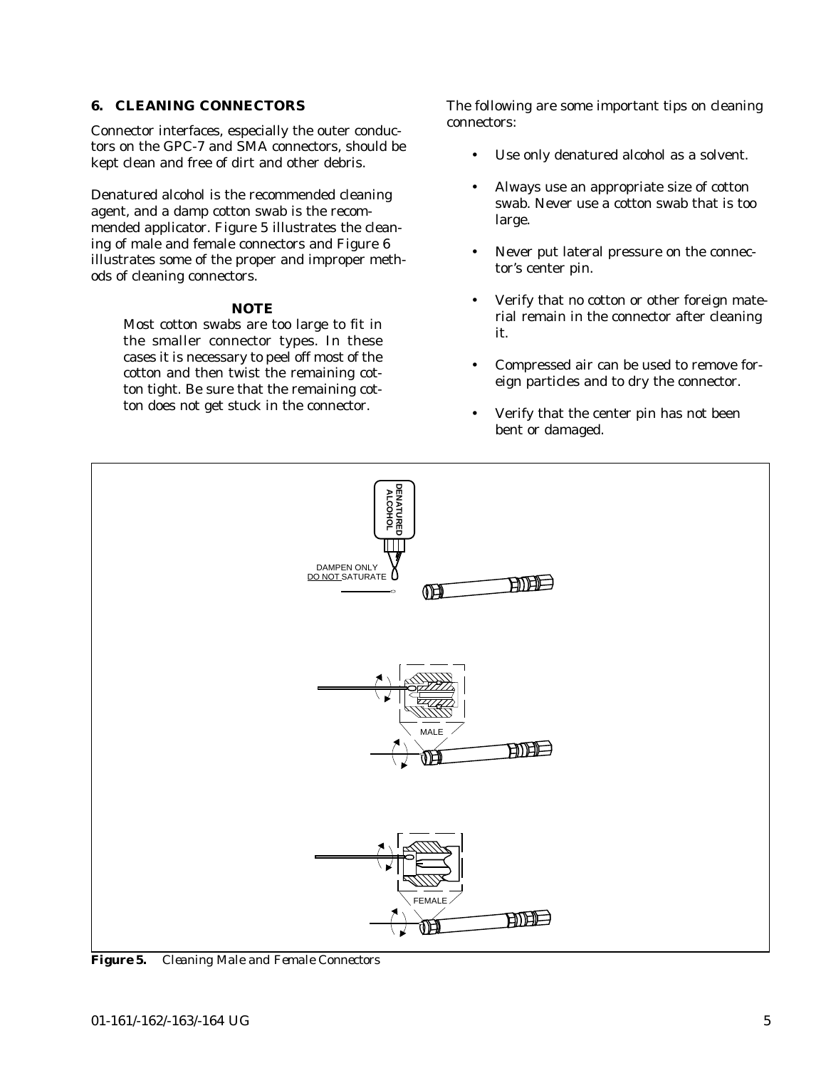## 6. CLEANING CONNECTORS

Connector interfaces, especially the outer conductors on the GPC-7 and SMA connectors, should be kept clean and free of dirt and other debris.

Denatured alcohol is the recommended cleaning agent, and a damp cotton swab is the recommended applicator. Figure 5 illustrates the cleaning of male and female connectors and Figure 6 illustrates some of the proper and improper methods of cleaning connectors.

**NOTE**

Most cotton swabs are too large to fit in the smaller connector types. In these cases it is necessary to peel off most of the cotton and then twist the remaining cotton tight. Be sure that the remaining cotton does not get stuck in the connector.

The following are some important tips on cleaning connectors:

- Use only denatured alcohol as a solvent.
- Always use an appropriate size of cotton swab. Never use a cotton swab that is too large.
- Never put lateral pressure on the connector's center pin.
- Verify that no cotton or other foreign material remain in the connector after cleaning it.
- Compressed air can be used to remove foreign particles and to dry the connector.
- Verify that the center pin has not been bent or damaged.

DENATURED ALCOHOL

DAMPEN ONLY DO NOT SATURATE

MALE

FEMALE

**Figure 5.** *Cleaning Male and Female Connectors*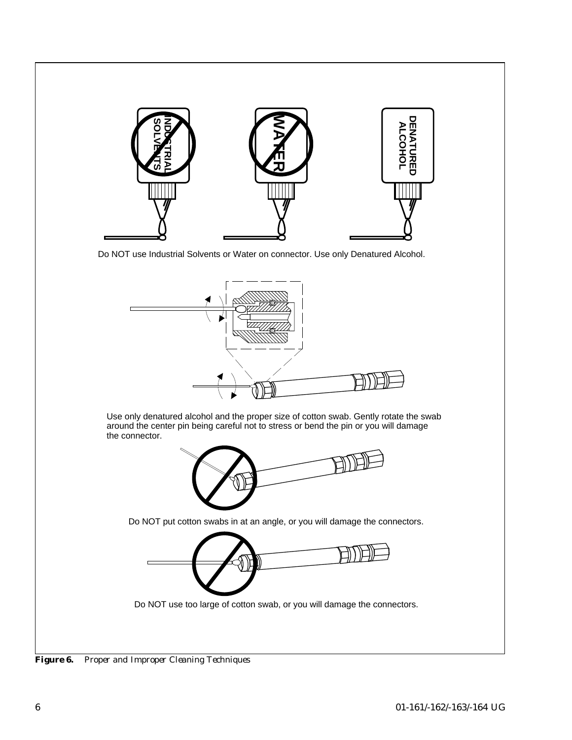INDUSTRIAL SOLVENTS

WATER

DENATURED ALCOHOL

Do NOT use Industrial Solvents or Water on connector. Use only Denatured Alcohol.

Use only denatured alcohol and the proper size of cotton swab. Gently rotate the swab around the center pin being careful not to stress or bend the pin or you will damage the connector.

Do NOT put cotton swabs in at an angle, or you will damage the connectors.

Do NOT use too large of cotton swab, or you will damage the connectors.

***Figure 6.*** *Proper and Improper Cleaning Techniques*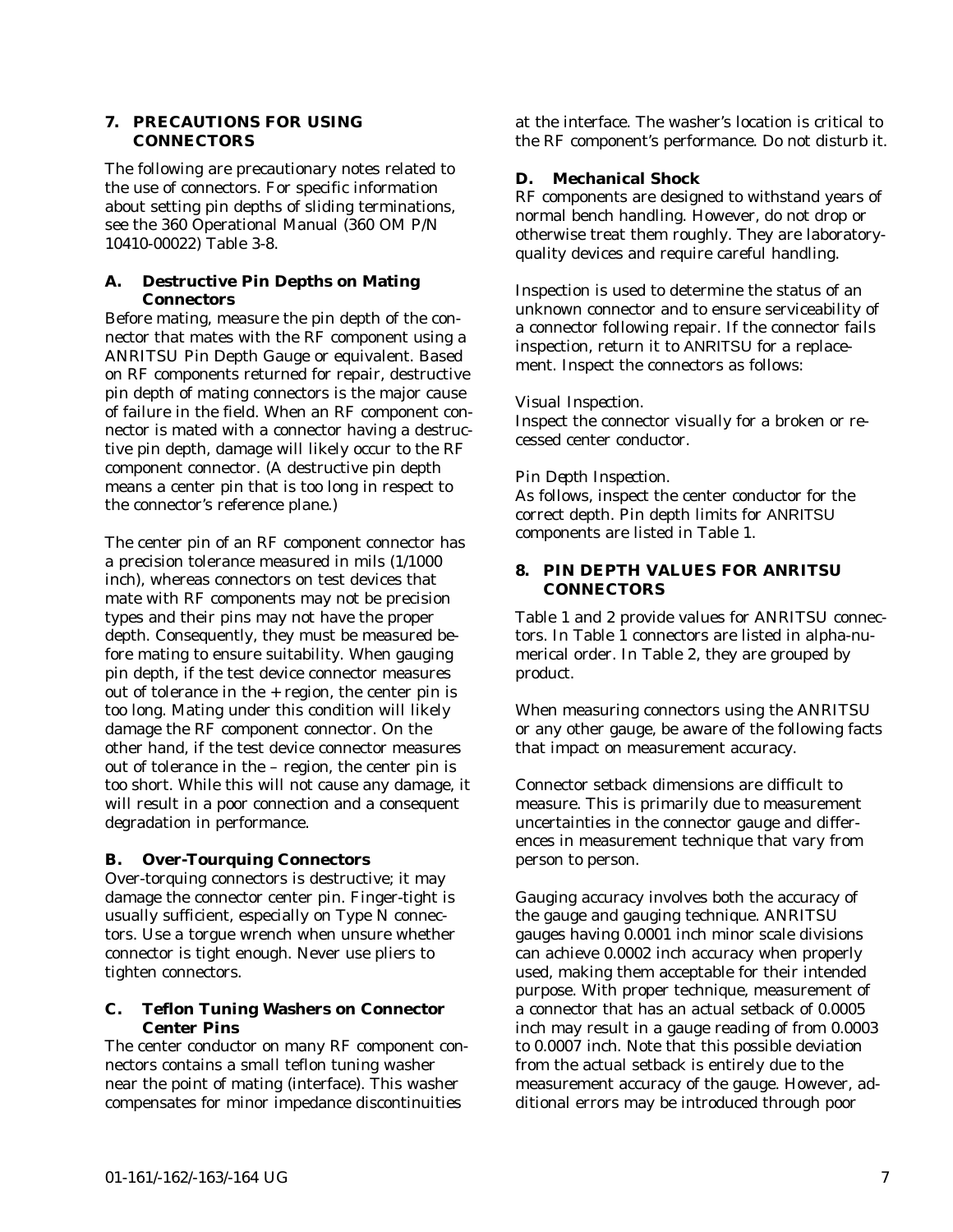## 7. PRECAUTIONS FOR USING CONNECTORS

The following are precautionary notes related to the use of connectors. For specific information about setting pin depths of sliding terminations, see the 360 Operational Manual (360 OM P/N 10410-00022) Table 3-8.

### A. Destructive Pin Depths on Mating Connectors

Before mating, measure the pin depth of the connector that mates with the RF component using a ANRITSU Pin Depth Gauge or equivalent. Based on RF components returned for repair, destructive pin depth of mating connectors is the major cause of failure in the field. When an RF component connector is mated with a connector having a destructive pin depth, damage will likely occur to the RF component connector. (A destructive pin depth means a center pin that is too long in respect to the connector's reference plane.)

The center pin of an RF component connector has a precision tolerance measured in mils (1/1000 inch), whereas connectors on test devices that mate with RF components may not be precision types and their pins may not have the proper depth. Consequently, they must be measured before mating to ensure suitability. When gauging pin depth, if the test device connector measures out of tolerance in the + region, the center pin is too long. Mating under this condition will likely damage the RF component connector. On the other hand, if the test device connector measures out of tolerance in the – region, the center pin is too short. While this will not cause any damage, it will result in a poor connection and a consequent degradation in performance.

### B. Over-Tourquing Connectors

Over-torquing connectors is destructive; it may damage the connector center pin. Finger-tight is usually sufficient, especially on Type N connectors. Use a torgue wrench when unsure whether connector is tight enough. Never use pliers to tighten connectors.

### C. Teflon Tuning Washers on Connector Center Pins

The center conductor on many RF component connectors contains a small teflon tuning washer near the point of mating (interface). This washer compensates for minor impedance discontinuities at the interface. The washer's location is critical to the RF component's performance. Do not disturb it.

### D. Mechanical Shock

RF components are designed to withstand years of normal bench handling. However, do not drop or otherwise treat them roughly. They are laboratory-quality devices and require careful handling.

Inspection is used to determine the status of an unknown connector and to ensure serviceability of a connector following repair. If the connector fails inspection, return it to ANRITSU for a replacement. Inspect the connectors as follows:

*Visual Inspection.*
Inspect the connector visually for a broken or recessed center conductor.

*Pin Depth Inspection.*
As follows, inspect the center conductor for the correct depth. Pin depth limits for ANRITSU components are listed in Table 1.

## 8. PIN DEPTH VALUES FOR ANRITSU CONNECTORS

Table 1 and 2 provide values for ANRITSU connectors. In Table 1 connectors are listed in alpha-numerical order. In Table 2, they are grouped by product.

When measuring connectors using the ANRITSU or any other gauge, be aware of the following facts that impact on measurement accuracy.

Connector setback dimensions are difficult to measure. This is primarily due to measurement uncertainties in the connector gauge and differences in measurement technique that vary from person to person.

Gauging accuracy involves both the accuracy of the gauge and gauging technique. ANRITSU gauges having 0.0001 inch minor scale divisions can achieve 0.0002 inch accuracy when properly used, making them acceptable for their intended purpose. With proper technique, measurement of a connector that has an actual setback of 0.0005 inch may result in a gauge reading of from 0.0003 to 0.0007 inch. Note that this possible deviation from the actual setback is entirely due to the measurement accuracy of the gauge. However, additional errors may be introduced through poor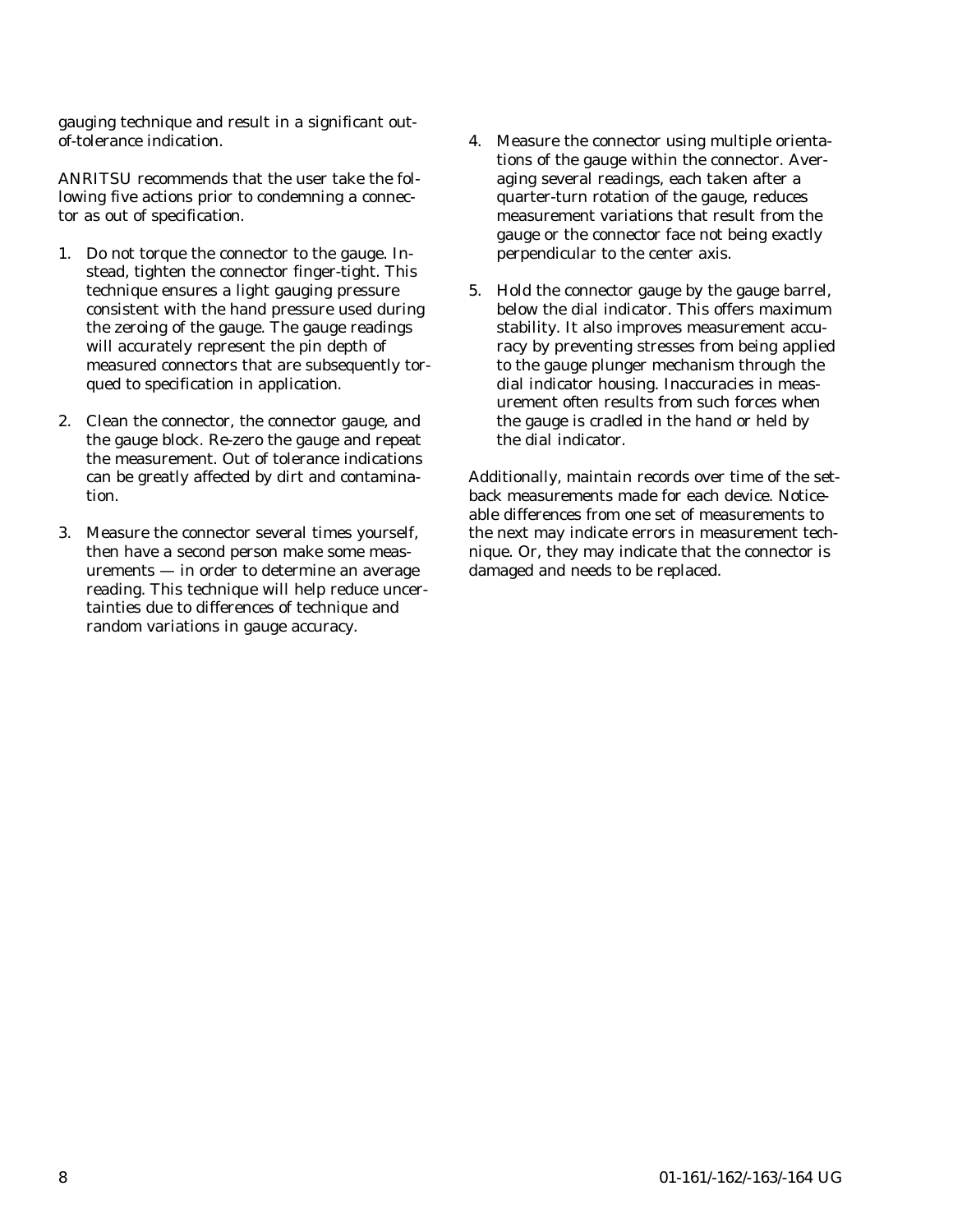gauging technique and result in a significant out-of-tolerance indication.

ANRITSU recommends that the user take the following five actions prior to condemning a connector as out of specification.

1. Do not torque the connector to the gauge. Instead, tighten the connector finger-tight. This technique ensures a light gauging pressure consistent with the hand pressure used during the zeroing of the gauge. The gauge readings will accurately represent the pin depth of measured connectors that are subsequently torqued to specification in application.

2. Clean the connector, the connector gauge, and the gauge block. Re-zero the gauge and repeat the measurement. Out of tolerance indications can be greatly affected by dirt and contamination.

3. Measure the connector several times yourself, then have a second person make some measurements — in order to determine an average reading. This technique will help reduce uncertainties due to differences of technique and random variations in gauge accuracy.

4. Measure the connector using multiple orientations of the gauge within the connector. Averaging several readings, each taken after a quarter-turn rotation of the gauge, reduces measurement variations that result from the gauge or the connector face not being exactly perpendicular to the center axis.

5. Hold the connector gauge by the gauge barrel, below the dial indicator. This offers maximum stability. It also improves measurement accuracy by preventing stresses from being applied to the gauge plunger mechanism through the dial indicator housing. Inaccuracies in measurement often results from such forces when the gauge is cradled in the hand or held by the dial indicator.

Additionally, maintain records over time of the setback measurements made for each device. Noticeable differences from one set of measurements to the next may indicate errors in measurement technique. Or, they may indicate that the connector is damaged and needs to be replaced.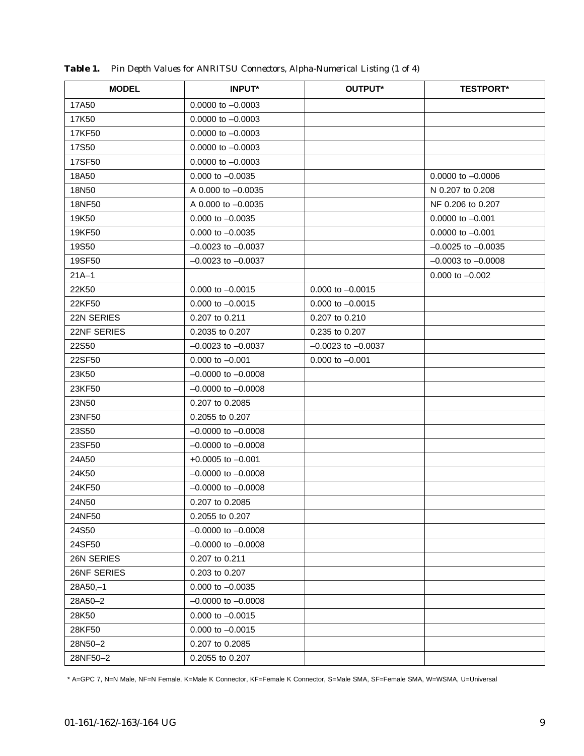**Table 1.** *Pin Depth Values for ANRITSU Connectors, Alpha-Numerical Listing (1 of 4)*

| MODEL | INPUT* | OUTPUT* | TESTPORT* |
|---|---|---|---|
| 17A50 | 0.0000 to –0.0003 | | |
| 17K50 | 0.0000 to –0.0003 | | |
| 17KF50 | 0.0000 to –0.0003 | | |
| 17S50 | 0.0000 to –0.0003 | | |
| 17SF50 | 0.0000 to –0.0003 | | |
| 18A50 | 0.000 to –0.0035 | | 0.0000 to –0.0006 |
| 18N50 | A 0.000 to –0.0035 | | N 0.207 to 0.208 |
| 18NF50 | A 0.000 to –0.0035 | | NF 0.206 to 0.207 |
| 19K50 | 0.000 to –0.0035 | | 0.0000 to –0.001 |
| 19KF50 | 0.000 to –0.0035 | | 0.0000 to –0.001 |
| 19S50 | –0.0023 to –0.0037 | | –0.0025 to –0.0035 |
| 19SF50 | –0.0023 to –0.0037 | | –0.0003 to –0.0008 |
| 21A–1 | | | 0.000 to –0.002 |
| 22K50 | 0.000 to –0.0015 | 0.000 to –0.0015 | |
| 22KF50 | 0.000 to –0.0015 | 0.000 to –0.0015 | |
| 22N SERIES | 0.207 to 0.211 | 0.207 to 0.210 | |
| 22NF SERIES | 0.2035 to 0.207 | 0.235 to 0.207 | |
| 22S50 | –0.0023 to –0.0037 | –0.0023 to –0.0037 | |
| 22SF50 | 0.000 to –0.001 | 0.000 to –0.001 | |
| 23K50 | –0.0000 to –0.0008 | | |
| 23KF50 | –0.0000 to –0.0008 | | |
| 23N50 | 0.207 to 0.2085 | | |
| 23NF50 | 0.2055 to 0.207 | | |
| 23S50 | –0.0000 to –0.0008 | | |
| 23SF50 | –0.0000 to –0.0008 | | |
| 24A50 | +0.0005 to –0.001 | | |
| 24K50 | –0.0000 to –0.0008 | | |
| 24KF50 | –0.0000 to –0.0008 | | |
| 24N50 | 0.207 to 0.2085 | | |
| 24NF50 | 0.2055 to 0.207 | | |
| 24S50 | –0.0000 to –0.0008 | | |
| 24SF50 | –0.0000 to –0.0008 | | |
| 26N SERIES | 0.207 to 0.211 | | |
| 26NF SERIES | 0.203 to 0.207 | | |
| 28A50,–1 | 0.000 to –0.0035 | | |
| 28A50–2 | –0.0000 to –0.0008 | | |
| 28K50 | 0.000 to –0.0015 | | |
| 28KF50 | 0.000 to –0.0015 | | |
| 28N50–2 | 0.207 to 0.2085 | | |
| 28NF50–2 | 0.2055 to 0.207 | | |

* A=GPC 7, N=N Male, NF=N Female, K=Male K Connector, KF=Female K Connector, S=Male SMA, SF=Female SMA, W=WSMA, U=Universal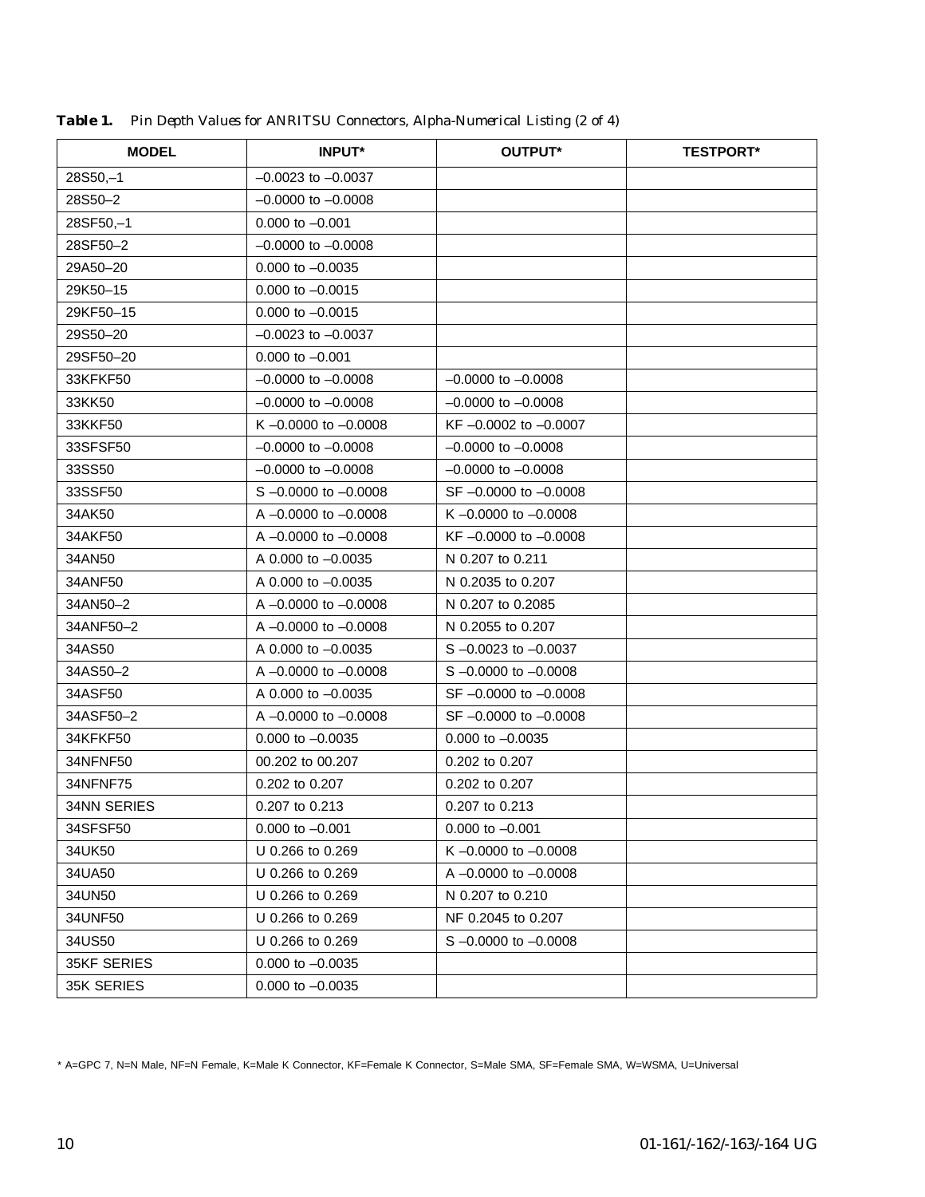**Table 1.** *Pin Depth Values for ANRITSU Connectors, Alpha-Numerical Listing (2 of 4)*

| MODEL | INPUT* | OUTPUT* | TESTPORT* |
|---|---|---|---|
| 28S50,–1 | –0.0023 to –0.0037 | | |
| 28S50–2 | –0.0000 to –0.0008 | | |
| 28SF50,–1 | 0.000 to –0.001 | | |
| 28SF50–2 | –0.0000 to –0.0008 | | |
| 29A50–20 | 0.000 to –0.0035 | | |
| 29K50–15 | 0.000 to –0.0015 | | |
| 29KF50–15 | 0.000 to –0.0015 | | |
| 29S50–20 | –0.0023 to –0.0037 | | |
| 29SF50–20 | 0.000 to –0.001 | | |
| 33KFKF50 | –0.0000 to –0.0008 | –0.0000 to –0.0008 | |
| 33KK50 | –0.0000 to –0.0008 | –0.0000 to –0.0008 | |
| 33KKF50 | K –0.0000 to –0.0008 | KF –0.0002 to –0.0007 | |
| 33SFSF50 | –0.0000 to –0.0008 | –0.0000 to –0.0008 | |
| 33SS50 | –0.0000 to –0.0008 | –0.0000 to –0.0008 | |
| 33SSF50 | S –0.0000 to –0.0008 | SF –0.0000 to –0.0008 | |
| 34AK50 | A –0.0000 to –0.0008 | K –0.0000 to –0.0008 | |
| 34AKF50 | A –0.0000 to –0.0008 | KF –0.0000 to –0.0008 | |
| 34AN50 | A 0.000 to –0.0035 | N 0.207 to 0.211 | |
| 34ANF50 | A 0.000 to –0.0035 | N 0.2035 to 0.207 | |
| 34AN50–2 | A –0.0000 to –0.0008 | N 0.207 to 0.2085 | |
| 34ANF50–2 | A –0.0000 to –0.0008 | N 0.2055 to 0.207 | |
| 34AS50 | A 0.000 to –0.0035 | S –0.0023 to –0.0037 | |
| 34AS50–2 | A –0.0000 to –0.0008 | S –0.0000 to –0.0008 | |
| 34ASF50 | A 0.000 to –0.0035 | SF –0.0000 to –0.0008 | |
| 34ASF50–2 | A –0.0000 to –0.0008 | SF –0.0000 to –0.0008 | |
| 34KFKF50 | 0.000 to –0.0035 | 0.000 to –0.0035 | |
| 34NFNF50 | 00.202 to 00.207 | 0.202 to 0.207 | |
| 34NFNF75 | 0.202 to 0.207 | 0.202 to 0.207 | |
| 34NN SERIES | 0.207 to 0.213 | 0.207 to 0.213 | |
| 34SFSF50 | 0.000 to –0.001 | 0.000 to –0.001 | |
| 34UK50 | U 0.266 to 0.269 | K –0.0000 to –0.0008 | |
| 34UA50 | U 0.266 to 0.269 | A –0.0000 to –0.0008 | |
| 34UN50 | U 0.266 to 0.269 | N 0.207 to 0.210 | |
| 34UNF50 | U 0.266 to 0.269 | NF 0.2045 to 0.207 | |
| 34US50 | U 0.266 to 0.269 | S –0.0000 to –0.0008 | |
| 35KF SERIES | 0.000 to –0.0035 | | |
| 35K SERIES | 0.000 to –0.0035 | | |

* A=GPC 7, N=N Male, NF=N Female, K=Male K Connector, KF=Female K Connector, S=Male SMA, SF=Female SMA, W=WSMA, U=Universal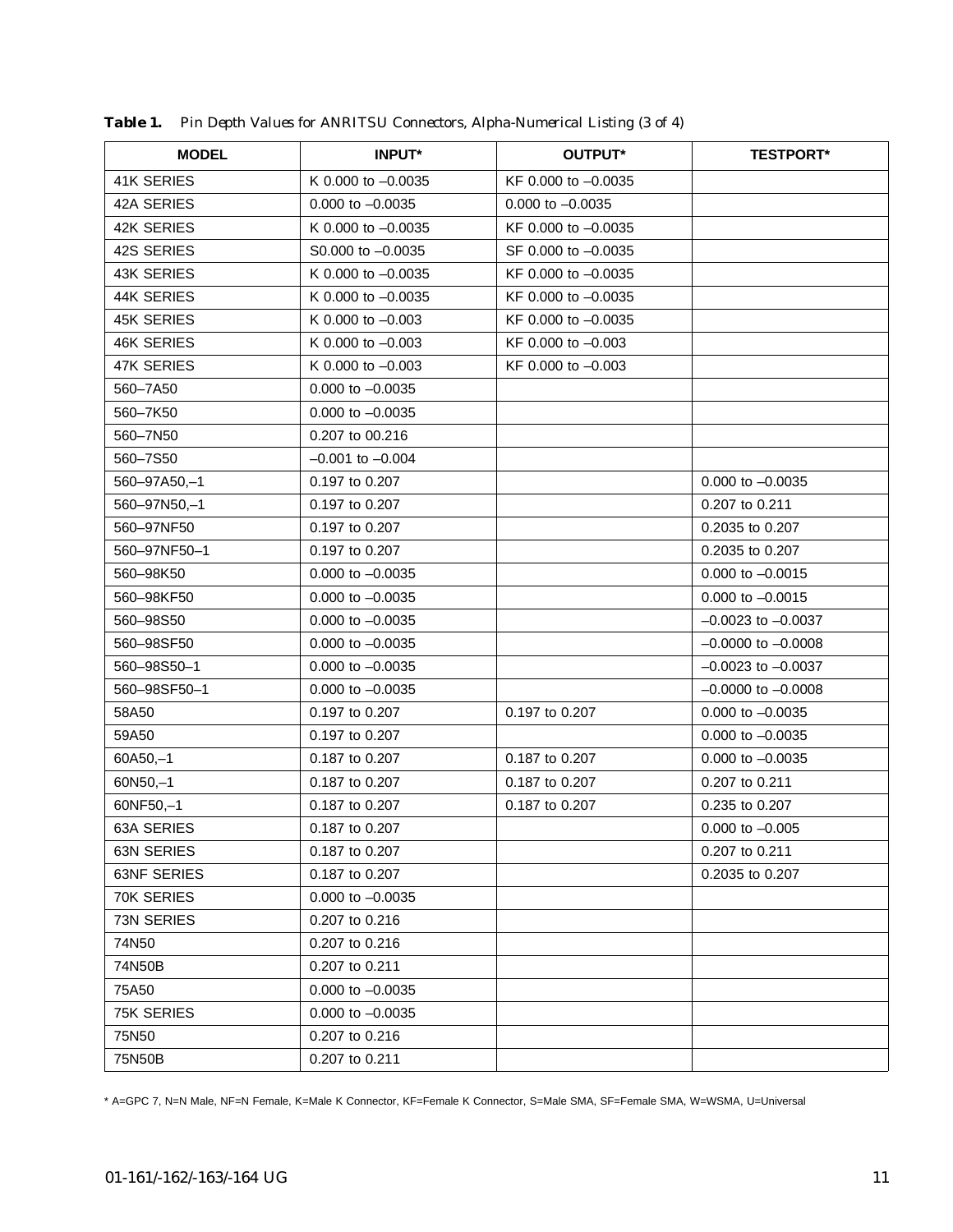**Table 1.** *Pin Depth Values for ANRITSU Connectors, Alpha-Numerical Listing (3 of 4)*

| MODEL | INPUT* | OUTPUT* | TESTPORT* |
|---|---|---|---|
| 41K SERIES | K 0.000 to –0.0035 | KF 0.000 to –0.0035 | |
| 42A SERIES | 0.000 to –0.0035 | 0.000 to –0.0035 | |
| 42K SERIES | K 0.000 to –0.0035 | KF 0.000 to –0.0035 | |
| 42S SERIES | S0.000 to –0.0035 | SF 0.000 to –0.0035 | |
| 43K SERIES | K 0.000 to –0.0035 | KF 0.000 to –0.0035 | |
| 44K SERIES | K 0.000 to –0.0035 | KF 0.000 to –0.0035 | |
| 45K SERIES | K 0.000 to –0.003 | KF 0.000 to –0.0035 | |
| 46K SERIES | K 0.000 to –0.003 | KF 0.000 to –0.003 | |
| 47K SERIES | K 0.000 to –0.003 | KF 0.000 to –0.003 | |
| 560–7A50 | 0.000 to –0.0035 | | |
| 560–7K50 | 0.000 to –0.0035 | | |
| 560–7N50 | 0.207 to 00.216 | | |
| 560–7S50 | –0.001 to –0.004 | | |
| 560–97A50,–1 | 0.197 to 0.207 | | 0.000 to –0.0035 |
| 560–97N50,–1 | 0.197 to 0.207 | | 0.207 to 0.211 |
| 560–97NF50 | 0.197 to 0.207 | | 0.2035 to 0.207 |
| 560–97NF50–1 | 0.197 to 0.207 | | 0.2035 to 0.207 |
| 560–98K50 | 0.000 to –0.0035 | | 0.000 to –0.0015 |
| 560–98KF50 | 0.000 to –0.0035 | | 0.000 to –0.0015 |
| 560–98S50 | 0.000 to –0.0035 | | –0.0023 to –0.0037 |
| 560–98SF50 | 0.000 to –0.0035 | | –0.0000 to –0.0008 |
| 560–98S50–1 | 0.000 to –0.0035 | | –0.0023 to –0.0037 |
| 560–98SF50–1 | 0.000 to –0.0035 | | –0.0000 to –0.0008 |
| 58A50 | 0.197 to 0.207 | 0.197 to 0.207 | 0.000 to –0.0035 |
| 59A50 | 0.197 to 0.207 | | 0.000 to –0.0035 |
| 60A50,–1 | 0.187 to 0.207 | 0.187 to 0.207 | 0.000 to –0.0035 |
| 60N50,–1 | 0.187 to 0.207 | 0.187 to 0.207 | 0.207 to 0.211 |
| 60NF50,–1 | 0.187 to 0.207 | 0.187 to 0.207 | 0.235 to 0.207 |
| 63A SERIES | 0.187 to 0.207 | | 0.000 to –0.005 |
| 63N SERIES | 0.187 to 0.207 | | 0.207 to 0.211 |
| 63NF SERIES | 0.187 to 0.207 | | 0.2035 to 0.207 |
| 70K SERIES | 0.000 to –0.0035 | | |
| 73N SERIES | 0.207 to 0.216 | | |
| 74N50 | 0.207 to 0.216 | | |
| 74N50B | 0.207 to 0.211 | | |
| 75A50 | 0.000 to –0.0035 | | |
| 75K SERIES | 0.000 to –0.0035 | | |
| 75N50 | 0.207 to 0.216 | | |
| 75N50B | 0.207 to 0.211 | | |

* A=GPC 7, N=N Male, NF=N Female, K=Male K Connector, KF=Female K Connector, S=Male SMA, SF=Female SMA, W=WSMA, U=Universal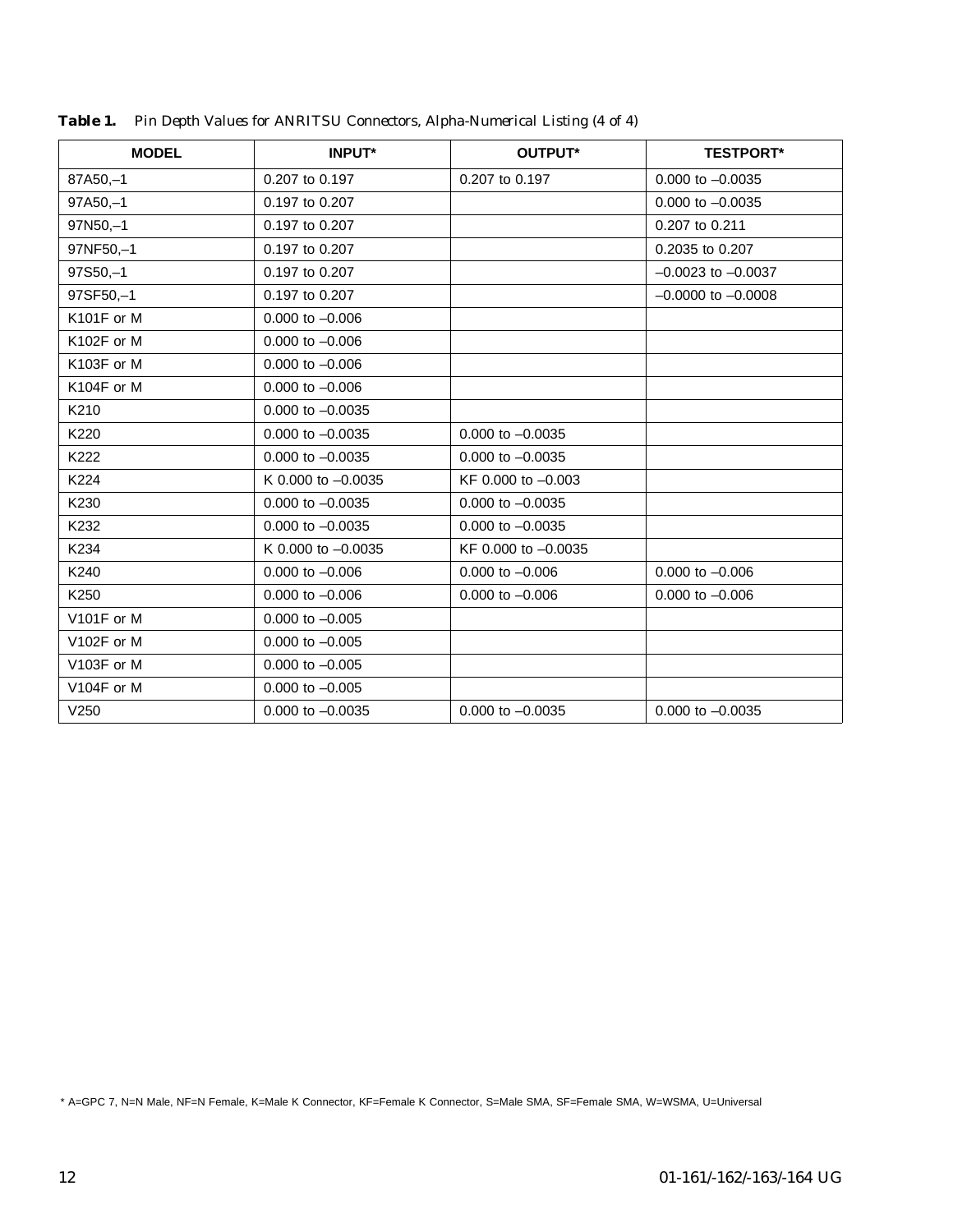**Table 1.** *Pin Depth Values for ANRITSU Connectors, Alpha-Numerical Listing (4 of 4)*

| MODEL | INPUT* | OUTPUT* | TESTPORT* |
|---|---|---|---|
| 87A50,–1 | 0.207 to 0.197 | 0.207 to 0.197 | 0.000 to –0.0035 |
| 97A50,–1 | 0.197 to 0.207 | | 0.000 to –0.0035 |
| 97N50,–1 | 0.197 to 0.207 | | 0.207 to 0.211 |
| 97NF50,–1 | 0.197 to 0.207 | | 0.2035 to 0.207 |
| 97S50,–1 | 0.197 to 0.207 | | –0.0023 to –0.0037 |
| 97SF50,–1 | 0.197 to 0.207 | | –0.0000 to –0.0008 |
| K101F or M | 0.000 to –0.006 | | |
| K102F or M | 0.000 to –0.006 | | |
| K103F or M | 0.000 to –0.006 | | |
| K104F or M | 0.000 to –0.006 | | |
| K210 | 0.000 to –0.0035 | | |
| K220 | 0.000 to –0.0035 | 0.000 to –0.0035 | |
| K222 | 0.000 to –0.0035 | 0.000 to –0.0035 | |
| K224 | K 0.000 to –0.0035 | KF 0.000 to –0.003 | |
| K230 | 0.000 to –0.0035 | 0.000 to –0.0035 | |
| K232 | 0.000 to –0.0035 | 0.000 to –0.0035 | |
| K234 | K 0.000 to –0.0035 | KF 0.000 to –0.0035 | |
| K240 | 0.000 to –0.006 | 0.000 to –0.006 | 0.000 to –0.006 |
| K250 | 0.000 to –0.006 | 0.000 to –0.006 | 0.000 to –0.006 |
| V101F or M | 0.000 to –0.005 | | |
| V102F or M | 0.000 to –0.005 | | |
| V103F or M | 0.000 to –0.005 | | |
| V104F or M | 0.000 to –0.005 | | |
| V250 | 0.000 to –0.0035 | 0.000 to –0.0035 | 0.000 to –0.0035 |

* A=GPC 7, N=N Male, NF=N Female, K=Male K Connector, KF=Female K Connector, S=Male SMA, SF=Female SMA, W=WSMA, U=Universal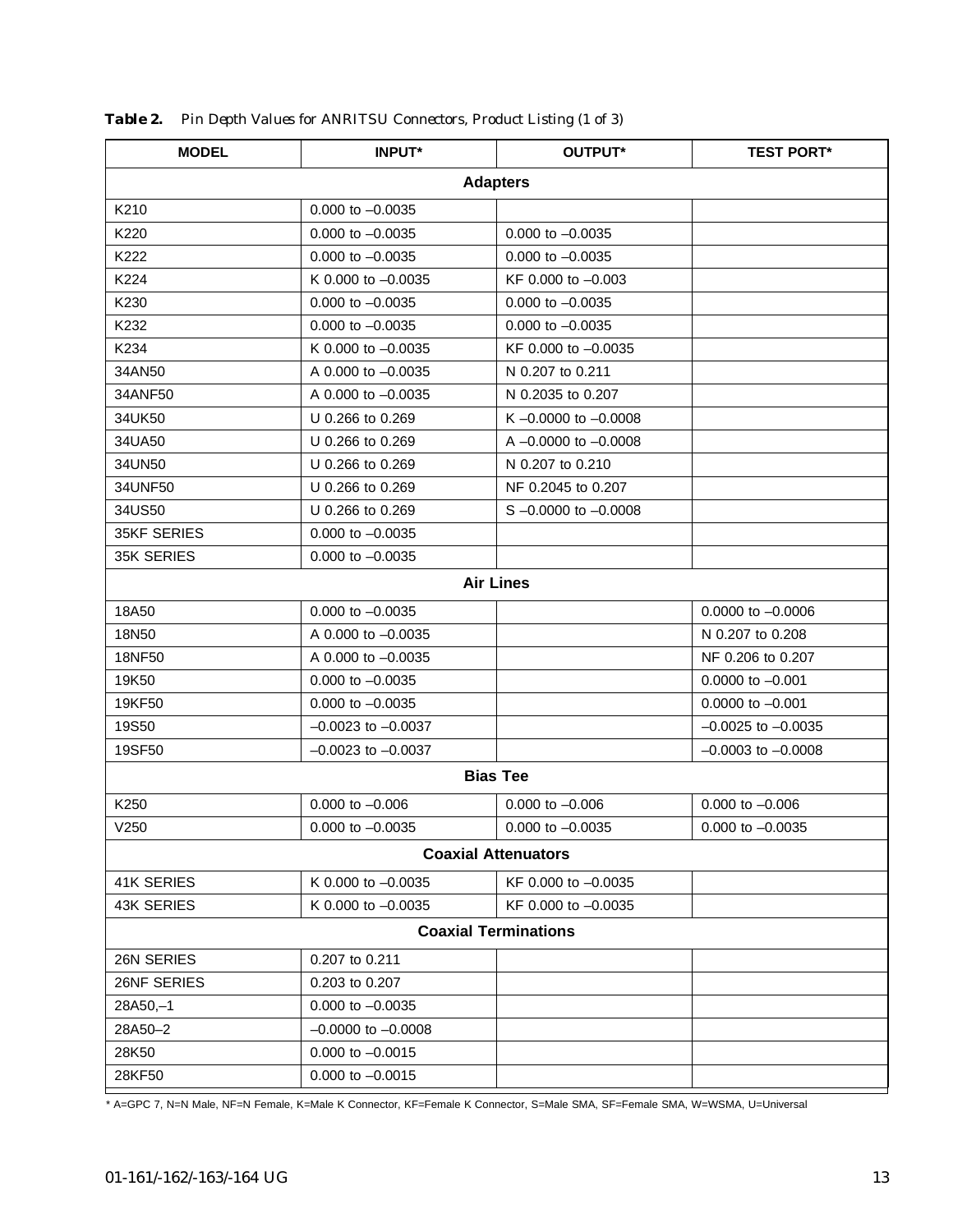**Table 2.** *Pin Depth Values for ANRITSU Connectors, Product Listing (1 of 3)*

| MODEL | INPUT* | OUTPUT* | TEST PORT* |
|---|---|---|---|
| **Adapters** | | | |
| K210 | 0.000 to –0.0035 | | |
| K220 | 0.000 to –0.0035 | 0.000 to –0.0035 | |
| K222 | 0.000 to –0.0035 | 0.000 to –0.0035 | |
| K224 | K 0.000 to –0.0035 | KF 0.000 to –0.003 | |
| K230 | 0.000 to –0.0035 | 0.000 to –0.0035 | |
| K232 | 0.000 to –0.0035 | 0.000 to –0.0035 | |
| K234 | K 0.000 to –0.0035 | KF 0.000 to –0.0035 | |
| 34AN50 | A 0.000 to –0.0035 | N 0.207 to 0.211 | |
| 34ANF50 | A 0.000 to –0.0035 | N 0.2035 to 0.207 | |
| 34UK50 | U 0.266 to 0.269 | K –0.0000 to –0.0008 | |
| 34UA50 | U 0.266 to 0.269 | A –0.0000 to –0.0008 | |
| 34UN50 | U 0.266 to 0.269 | N 0.207 to 0.210 | |
| 34UNF50 | U 0.266 to 0.269 | NF 0.2045 to 0.207 | |
| 34US50 | U 0.266 to 0.269 | S –0.0000 to –0.0008 | |
| 35KF SERIES | 0.000 to –0.0035 | | |
| 35K SERIES | 0.000 to –0.0035 | | |
| **Air Lines** | | | |
| 18A50 | 0.000 to –0.0035 | | 0.0000 to –0.0006 |
| 18N50 | A 0.000 to –0.0035 | | N 0.207 to 0.208 |
| 18NF50 | A 0.000 to –0.0035 | | NF 0.206 to 0.207 |
| 19K50 | 0.000 to –0.0035 | | 0.0000 to –0.001 |
| 19KF50 | 0.000 to –0.0035 | | 0.0000 to –0.001 |
| 19S50 | –0.0023 to –0.0037 | | –0.0025 to –0.0035 |
| 19SF50 | –0.0023 to –0.0037 | | –0.0003 to –0.0008 |
| **Bias Tee** | | | |
| K250 | 0.000 to –0.006 | 0.000 to –0.006 | 0.000 to –0.006 |
| V250 | 0.000 to –0.0035 | 0.000 to –0.0035 | 0.000 to –0.0035 |
| **Coaxial Attenuators** | | | |
| 41K SERIES | K 0.000 to –0.0035 | KF 0.000 to –0.0035 | |
| 43K SERIES | K 0.000 to –0.0035 | KF 0.000 to –0.0035 | |
| **Coaxial Terminations** | | | |
| 26N SERIES | 0.207 to 0.211 | | |
| 26NF SERIES | 0.203 to 0.207 | | |
| 28A50,–1 | 0.000 to –0.0035 | | |
| 28A50–2 | –0.0000 to –0.0008 | | |
| 28K50 | 0.000 to –0.0015 | | |
| 28KF50 | 0.000 to –0.0015 | | |

* A=GPC 7, N=N Male, NF=N Female, K=Male K Connector, KF=Female K Connector, S=Male SMA, SF=Female SMA, W=WSMA, U=Universal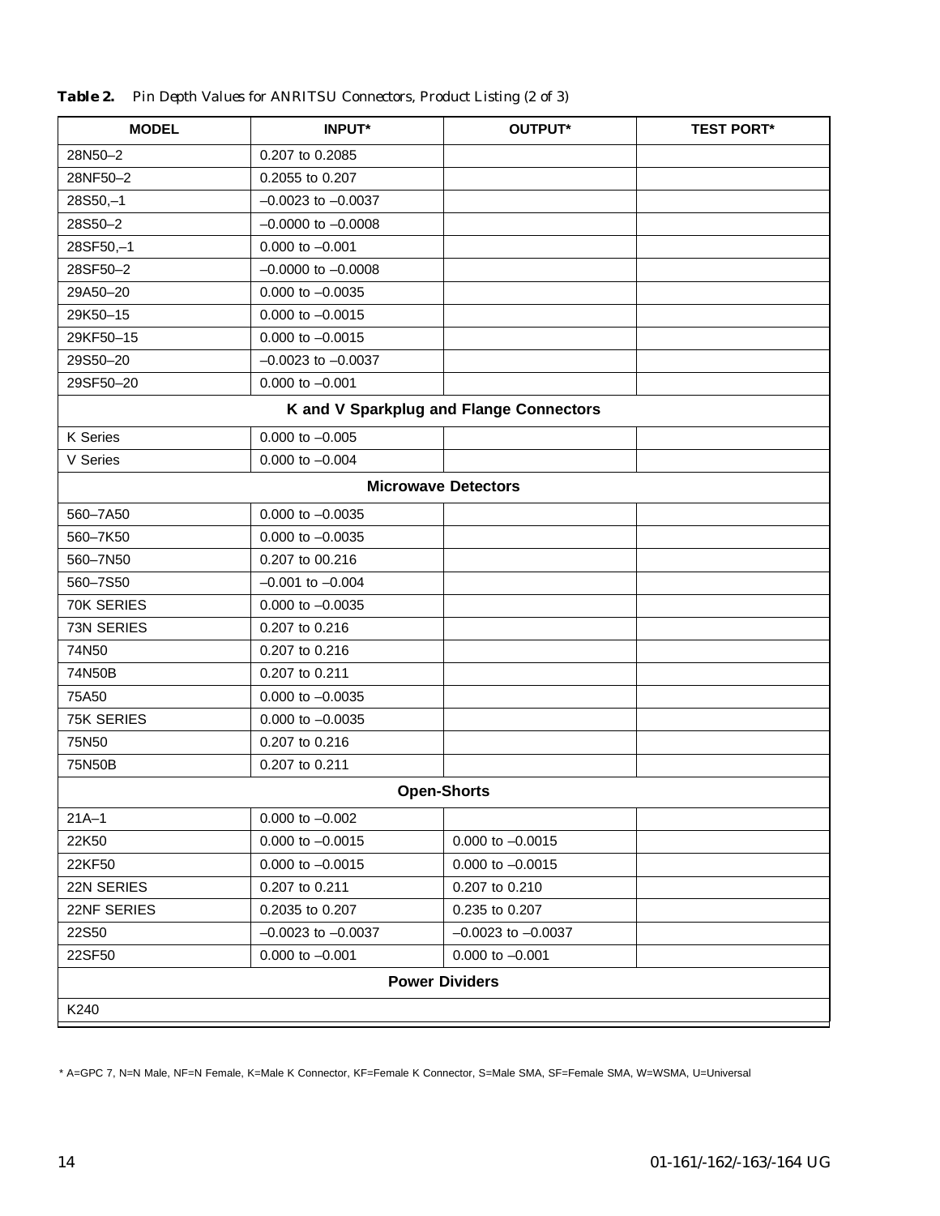**Table 2.** *Pin Depth Values for ANRITSU Connectors, Product Listing (2 of 3)*

| MODEL | INPUT* | OUTPUT* | TEST PORT* |
|---|---|---|---|
| 28N50–2 | 0.207 to 0.2085 | | |
| 28NF50–2 | 0.2055 to 0.207 | | |
| 28S50,–1 | –0.0023 to –0.0037 | | |
| 28S50–2 | –0.0000 to –0.0008 | | |
| 28SF50,–1 | 0.000 to –0.001 | | |
| 28SF50–2 | –0.0000 to –0.0008 | | |
| 29A50–20 | 0.000 to –0.0035 | | |
| 29K50–15 | 0.000 to –0.0015 | | |
| 29KF50–15 | 0.000 to –0.0015 | | |
| 29S50–20 | –0.0023 to –0.0037 | | |
| 29SF50–20 | 0.000 to –0.001 | | |
| **K and V Sparkplug and Flange Connectors** | | | |
| K Series | 0.000 to –0.005 | | |
| V Series | 0.000 to –0.004 | | |
| **Microwave Detectors** | | | |
| 560–7A50 | 0.000 to –0.0035 | | |
| 560–7K50 | 0.000 to –0.0035 | | |
| 560–7N50 | 0.207 to 00.216 | | |
| 560–7S50 | –0.001 to –0.004 | | |
| 70K SERIES | 0.000 to –0.0035 | | |
| 73N SERIES | 0.207 to 0.216 | | |
| 74N50 | 0.207 to 0.216 | | |
| 74N50B | 0.207 to 0.211 | | |
| 75A50 | 0.000 to –0.0035 | | |
| 75K SERIES | 0.000 to –0.0035 | | |
| 75N50 | 0.207 to 0.216 | | |
| 75N50B | 0.207 to 0.211 | | |
| **Open-Shorts** | | | |
| 21A–1 | 0.000 to –0.002 | | |
| 22K50 | 0.000 to –0.0015 | 0.000 to –0.0015 | |
| 22KF50 | 0.000 to –0.0015 | 0.000 to –0.0015 | |
| 22N SERIES | 0.207 to 0.211 | 0.207 to 0.210 | |
| 22NF SERIES | 0.2035 to 0.207 | 0.235 to 0.207 | |
| 22S50 | –0.0023 to –0.0037 | –0.0023 to –0.0037 | |
| 22SF50 | 0.000 to –0.001 | 0.000 to –0.001 | |
| **Power Dividers** | | | |
| K240 | | | |

\* A=GPC 7, N=N Male, NF=N Female, K=Male K Connector, KF=Female K Connector, S=Male SMA, SF=Female SMA, W=WSMA, U=Universal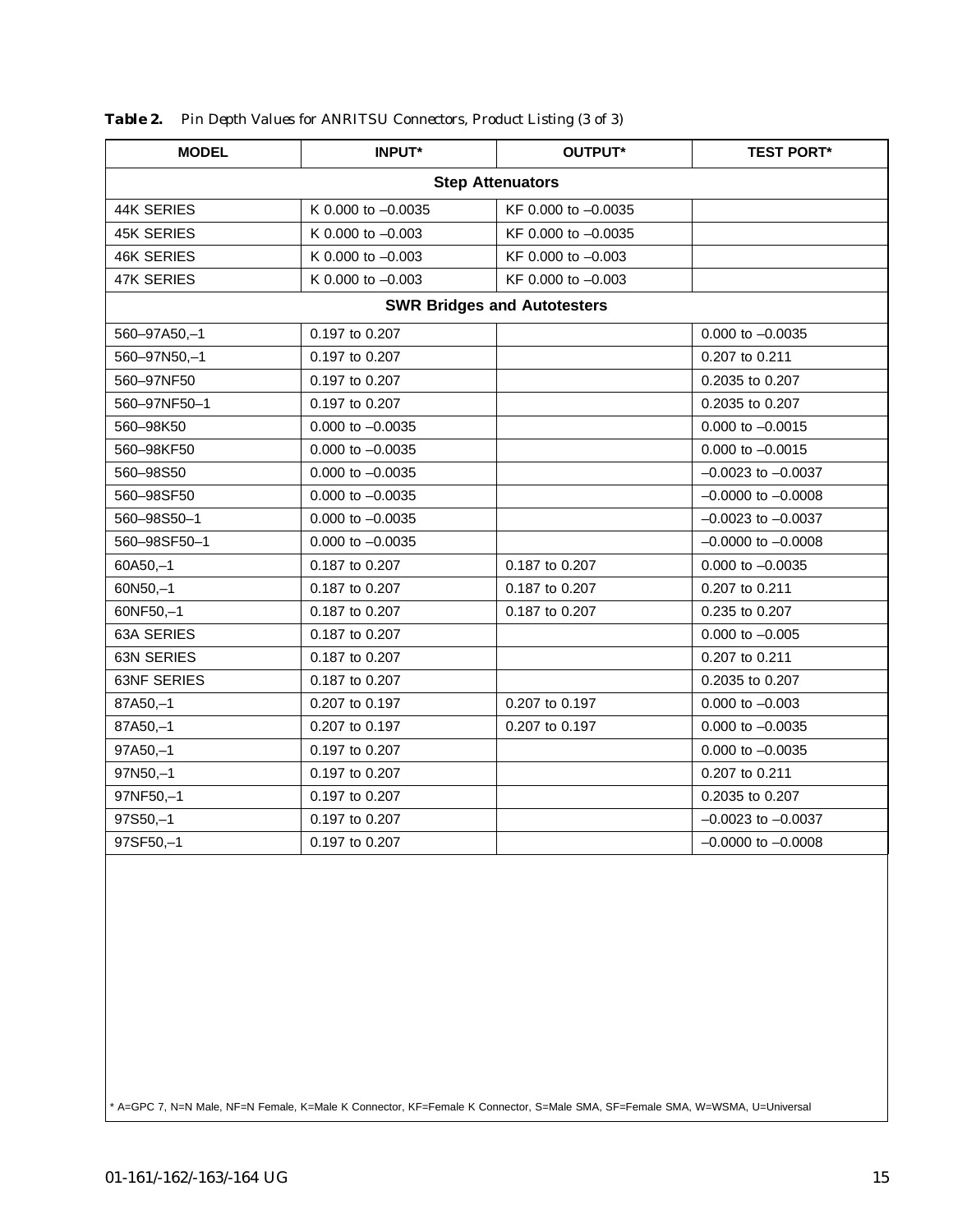**Table 2.** *Pin Depth Values for ANRITSU Connectors, Product Listing (3 of 3)*

| MODEL | INPUT* | OUTPUT* | TEST PORT* |
|---|---|---|---|
| **Step Attenuators** | | | |
| 44K SERIES | K 0.000 to –0.0035 | KF 0.000 to –0.0035 | |
| 45K SERIES | K 0.000 to –0.003 | KF 0.000 to –0.0035 | |
| 46K SERIES | K 0.000 to –0.003 | KF 0.000 to –0.003 | |
| 47K SERIES | K 0.000 to –0.003 | KF 0.000 to –0.003 | |
| **SWR Bridges and Autotesters** | | | |
| 560–97A50,–1 | 0.197 to 0.207 | | 0.000 to –0.0035 |
| 560–97N50,–1 | 0.197 to 0.207 | | 0.207 to 0.211 |
| 560–97NF50 | 0.197 to 0.207 | | 0.2035 to 0.207 |
| 560–97NF50–1 | 0.197 to 0.207 | | 0.2035 to 0.207 |
| 560–98K50 | 0.000 to –0.0035 | | 0.000 to –0.0015 |
| 560–98KF50 | 0.000 to –0.0035 | | 0.000 to –0.0015 |
| 560–98S50 | 0.000 to –0.0035 | | –0.0023 to –0.0037 |
| 560–98SF50 | 0.000 to –0.0035 | | –0.0000 to –0.0008 |
| 560–98S50–1 | 0.000 to –0.0035 | | –0.0023 to –0.0037 |
| 560–98SF50–1 | 0.000 to –0.0035 | | –0.0000 to –0.0008 |
| 60A50,–1 | 0.187 to 0.207 | 0.187 to 0.207 | 0.000 to –0.0035 |
| 60N50,–1 | 0.187 to 0.207 | 0.187 to 0.207 | 0.207 to 0.211 |
| 60NF50,–1 | 0.187 to 0.207 | 0.187 to 0.207 | 0.235 to 0.207 |
| 63A SERIES | 0.187 to 0.207 | | 0.000 to –0.005 |
| 63N SERIES | 0.187 to 0.207 | | 0.207 to 0.211 |
| 63NF SERIES | 0.187 to 0.207 | | 0.2035 to 0.207 |
| 87A50,–1 | 0.207 to 0.197 | 0.207 to 0.197 | 0.000 to –0.003 |
| 87A50,–1 | 0.207 to 0.197 | 0.207 to 0.197 | 0.000 to –0.0035 |
| 97A50,–1 | 0.197 to 0.207 | | 0.000 to –0.0035 |
| 97N50,–1 | 0.197 to 0.207 | | 0.207 to 0.211 |
| 97NF50,–1 | 0.197 to 0.207 | | 0.2035 to 0.207 |
| 97S50,–1 | 0.197 to 0.207 | | –0.0023 to –0.0037 |
| 97SF50,–1 | 0.197 to 0.207 | | –0.0000 to –0.0008 |

* A=GPC 7, N=N Male, NF=N Female, K=Male K Connector, KF=Female K Connector, S=Male SMA, SF=Female SMA, W=WSMA, U=Universal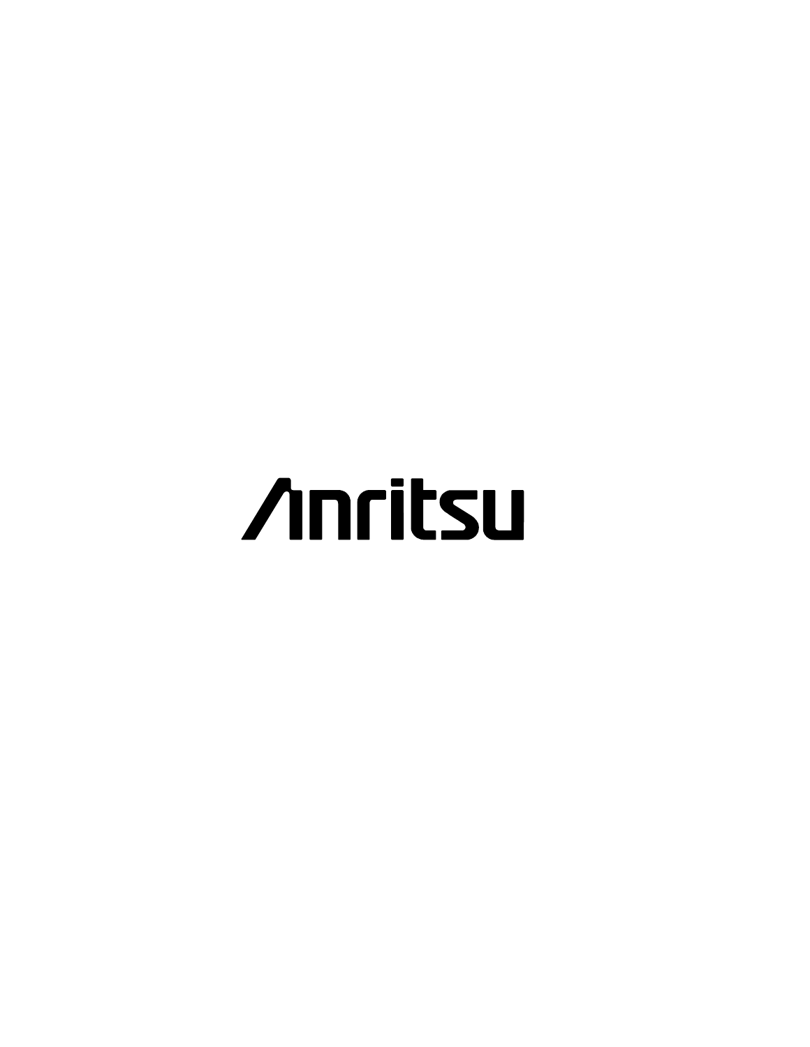Anritsu